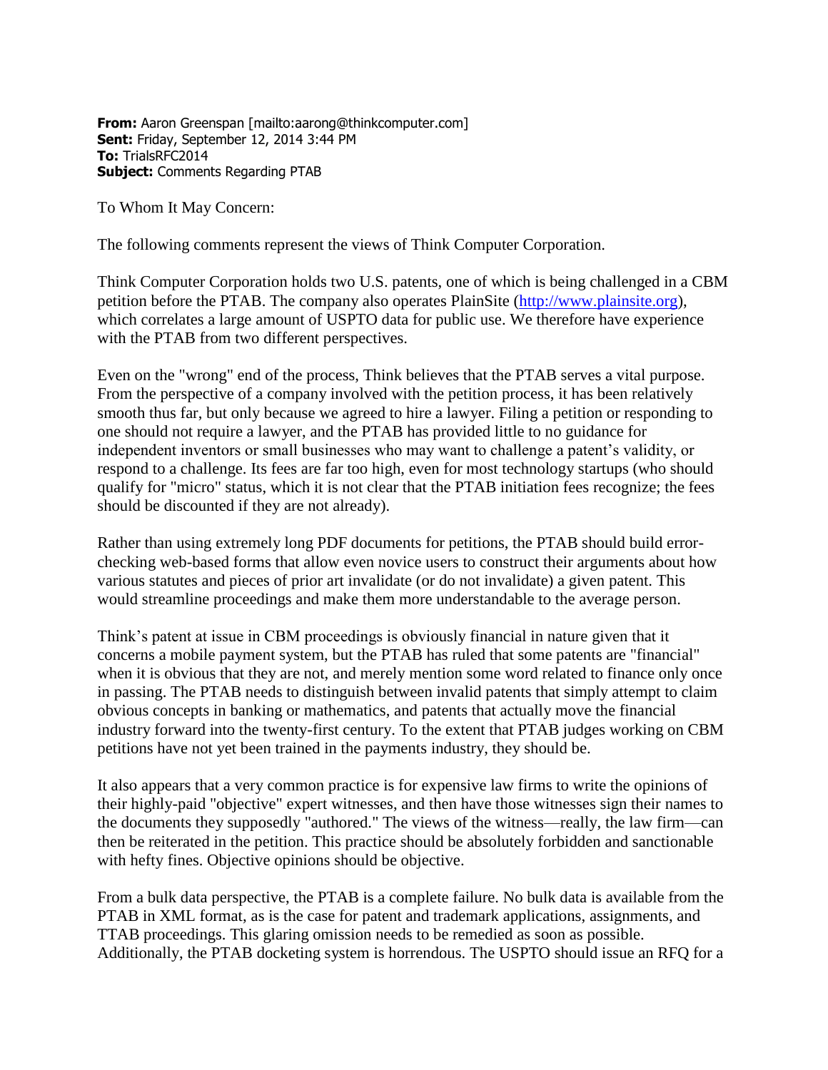**From:** Aaron Greenspan [mailto:aarong@thinkcomputer.com]
**Sent:** Friday, September 12, 2014 3:44 PM
**To:** TrialsRFC2014
**Subject:** Comments Regarding PTAB

To Whom It May Concern:

The following comments represent the views of Think Computer Corporation.

Think Computer Corporation holds two U.S. patents, one of which is being challenged in a CBM petition before the PTAB. The company also operates PlainSite (http://www.plainsite.org), which correlates a large amount of USPTO data for public use. We therefore have experience with the PTAB from two different perspectives.

Even on the "wrong" end of the process, Think believes that the PTAB serves a vital purpose. From the perspective of a company involved with the petition process, it has been relatively smooth thus far, but only because we agreed to hire a lawyer. Filing a petition or responding to one should not require a lawyer, and the PTAB has provided little to no guidance for independent inventors or small businesses who may want to challenge a patent's validity, or respond to a challenge. Its fees are far too high, even for most technology startups (who should qualify for "micro" status, which it is not clear that the PTAB initiation fees recognize; the fees should be discounted if they are not already).

Rather than using extremely long PDF documents for petitions, the PTAB should build error-checking web-based forms that allow even novice users to construct their arguments about how various statutes and pieces of prior art invalidate (or do not invalidate) a given patent. This would streamline proceedings and make them more understandable to the average person.

Think's patent at issue in CBM proceedings is obviously financial in nature given that it concerns a mobile payment system, but the PTAB has ruled that some patents are "financial" when it is obvious that they are not, and merely mention some word related to finance only once in passing. The PTAB needs to distinguish between invalid patents that simply attempt to claim obvious concepts in banking or mathematics, and patents that actually move the financial industry forward into the twenty-first century. To the extent that PTAB judges working on CBM petitions have not yet been trained in the payments industry, they should be.

It also appears that a very common practice is for expensive law firms to write the opinions of their highly-paid "objective" expert witnesses, and then have those witnesses sign their names to the documents they supposedly "authored." The views of the witness—really, the law firm—can then be reiterated in the petition. This practice should be absolutely forbidden and sanctionable with hefty fines. Objective opinions should be objective.

From a bulk data perspective, the PTAB is a complete failure. No bulk data is available from the PTAB in XML format, as is the case for patent and trademark applications, assignments, and TTAB proceedings. This glaring omission needs to be remedied as soon as possible. Additionally, the PTAB docketing system is horrendous. The USPTO should issue an RFQ for a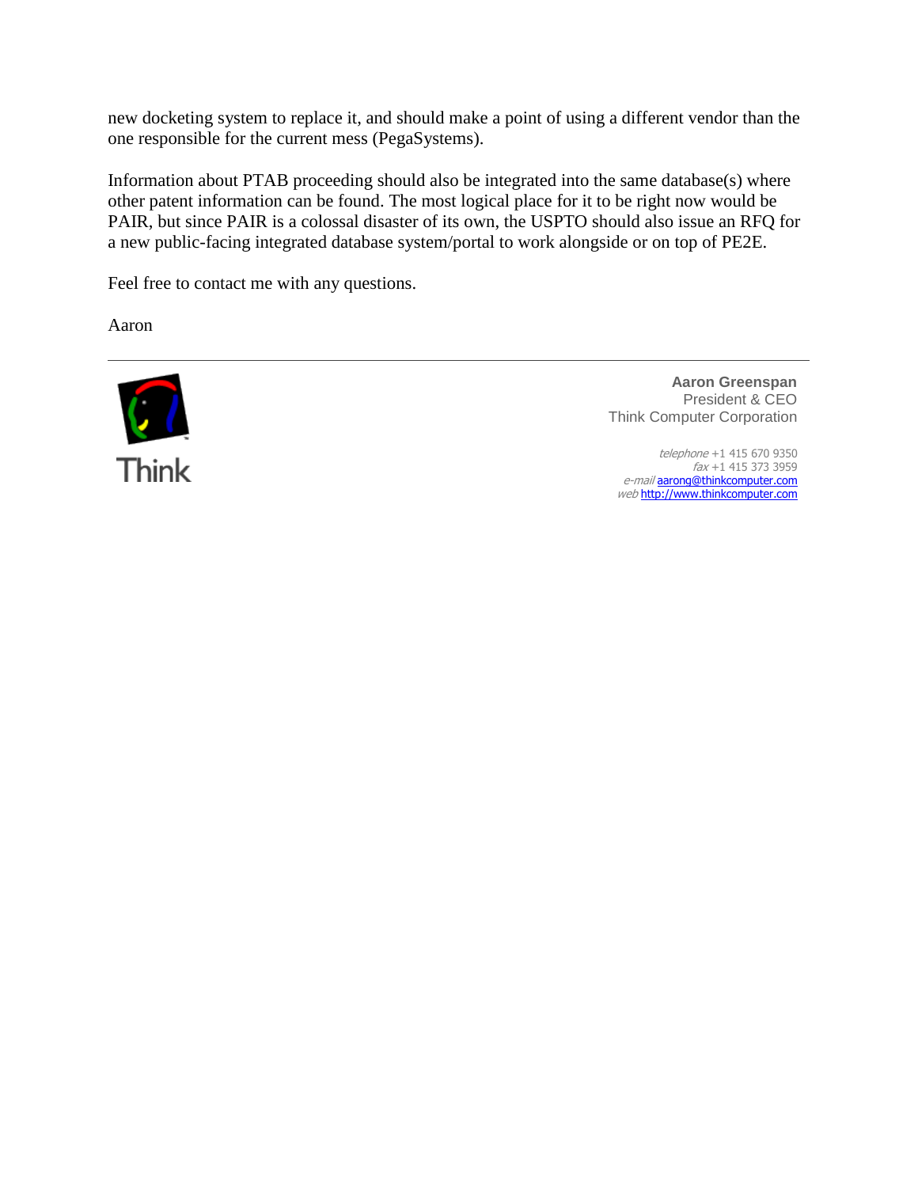new docketing system to replace it, and should make a point of using a different vendor than the one responsible for the current mess (PegaSystems).

Information about PTAB proceeding should also be integrated into the same database(s) where other patent information can be found. The most logical place for it to be right now would be PAIR, but since PAIR is a colossal disaster of its own, the USPTO should also issue an RFQ for a new public-facing integrated database system/portal to work alongside or on top of PE2E.

Feel free to contact me with any questions.

Aaron

---

Think

**Aaron Greenspan**
President & CEO
Think Computer Corporation

*telephone* +1 415 670 9350
*fax* +1 415 373 3959
*e-mail* aarong@thinkcomputer.com
*web* http://www.thinkcomputer.com